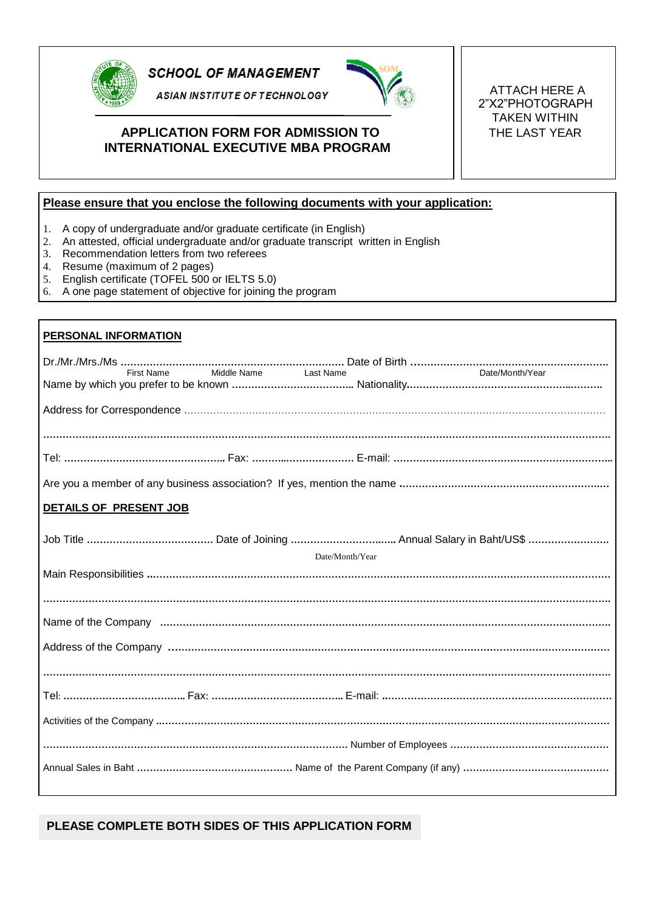**SCHOOL OF MANAGEMENT**

***ASIAN INSTITUTE OF TECHNOLOGY***

## APPLICATION FORM FOR ADMISSION TO INTERNATIONAL EXECUTIVE MBA PROGRAM

ATTACH HERE A 2"X2"PHOTOGRAPH TAKEN WITHIN THE LAST YEAR

**Please ensure that you enclose the following documents with your application:**

1. A copy of undergraduate and/or graduate certificate (in English)
2. An attested, official undergraduate and/or graduate transcript written in English
3. Recommendation letters from two referees
4. Resume (maximum of 2 pages)
5. English certificate (TOFEL 500 or IELTS 5.0)
6. A one page statement of objective for joining the program

**PERSONAL INFORMATION**

Dr./Mr./Mrs./Ms ................................................................... Date of Birth ............................................................

First Name Middle Name Last Name Date/Month/Year

Name by which you prefer to be known .................................... Nationality..........................................................

Address for Correspondence ...............................................................................................................................

..........................................................................................................................................................................

Tel: ................................................ Fax: .............................. E-mail: .................................................................

Are you a member of any business association? If yes, mention the name ...............................................................

**DETAILS OF PRESENT JOB**

Job Title ...................................... Date of Joining ................................ Annual Salary in Baht/US$ ........................

Date/Month/Year

Main Responsibilities ..........................................................................................................................................

..........................................................................................................................................................................

Name of the Company .......................................................................................................................................

Address of the Company ....................................................................................................................................

..........................................................................................................................................................................

Tel: .................................... Fax: ........................................ E-mail: .....................................................................

Activities of the Company ...................................................................................................................................

...................................................................................... Number of Employees ................................................

Annual Sales in Baht ............................................... Name of the Parent Company (if any) ............................................

**PLEASE COMPLETE BOTH SIDES OF THIS APPLICATION FORM**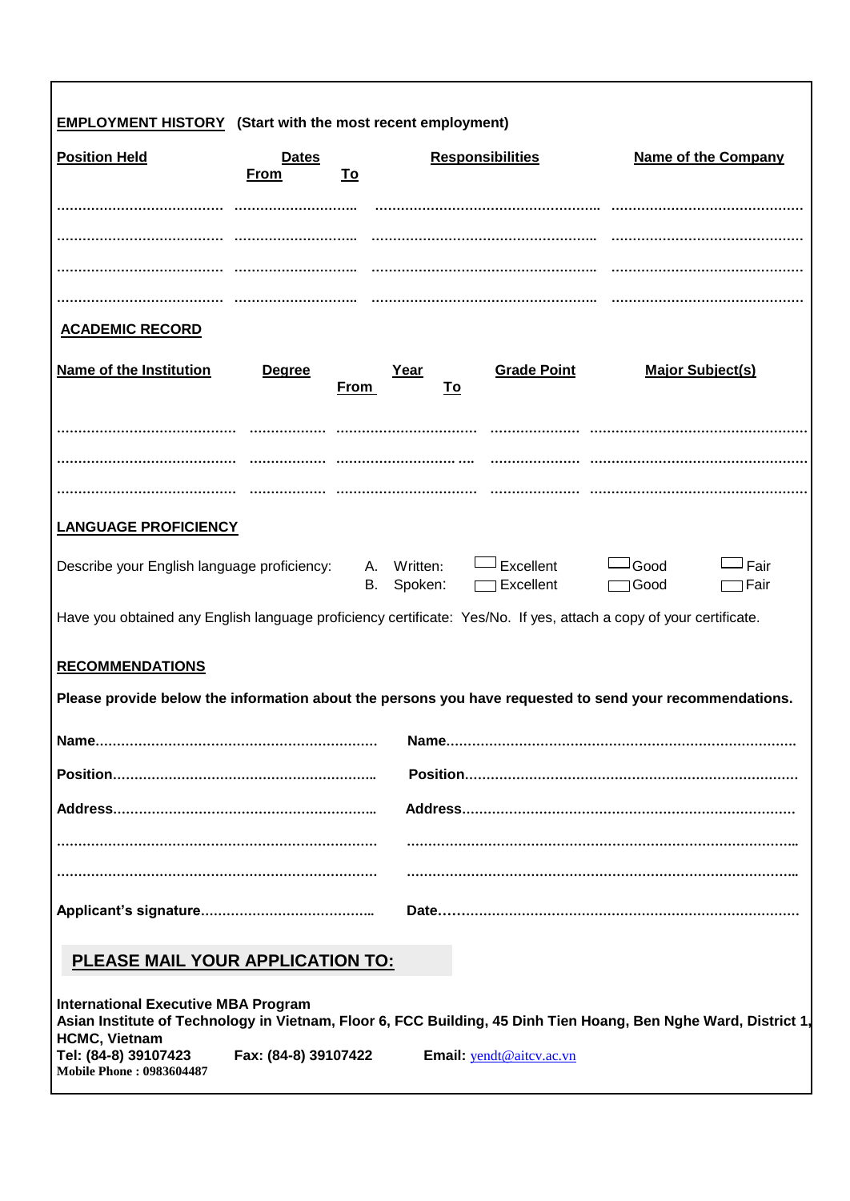## EMPLOYMENT HISTORY (Start with the most recent employment)

| Position Held | Dates From | Dates To | Responsibilities | Name of the Company |
|---|---|---|---|---|
| ………………………………… | ……………… | ……………… | ……………………………………………… | ……………………………………… |
| ………………………………… | ……………… | ……………… | ……………………………………………… | ……………………………………… |
| ………………………………… | ……………… | ……………… | ……………………………………………… | ……………………………………… |
| ………………………………… | ……………… | ……………… | ……………………………………………… | ……………………………………… |

## ACADEMIC RECORD

| Name of the Institution | Degree | Year From | Year To | Grade Point | Major Subject(s) |
|---|---|---|---|---|---|
| …………………………………… | ……………… | ……………… | ……………… | ………………… | …………………………………………… |
| …………………………………… | ……………… | ……………… | ……………… | ………………… | …………………………………………… |
| …………………………………… | ……………… | ……………… | ……………… | ………………… | …………………………………………… |

## LANGUAGE PROFICIENCY

Describe your English language proficiency:

A. Written: ☐ Excellent ☐ Good ☐ Fair

B. Spoken: ☐ Excellent ☐ Good ☐ Fair

Have you obtained any English language proficiency certificate: Yes/No. If yes, attach a copy of your certificate.

## RECOMMENDATIONS

**Please provide below the information about the persons you have requested to send your recommendations.**

**Name**………………………………………………………… **Name**……………………………………………………………………

**Position**…………………………………………………….. **Position**……………………………………………………………………

**Address**…………………………………………………….. **Address**……………………………………………………………………

………………………………………………………………… …………………………………………………………………………

………………………………………………………………… …………………………………………………………………………

**Applicant's signature**……………………………….. **Date**…………………………………………………………………………

## PLEASE MAIL YOUR APPLICATION TO:

**International Executive MBA Program**
**Asian Institute of Technology in Vietnam, Floor 6, FCC Building, 45 Dinh Tien Hoang, Ben Nghe Ward, District 1, HCMC, Vietnam**
**Tel: (84-8) 39107423** **Fax: (84-8) 39107422** **Email:** yendt@aitcv.ac.vn
**Mobile Phone : 0983604487**